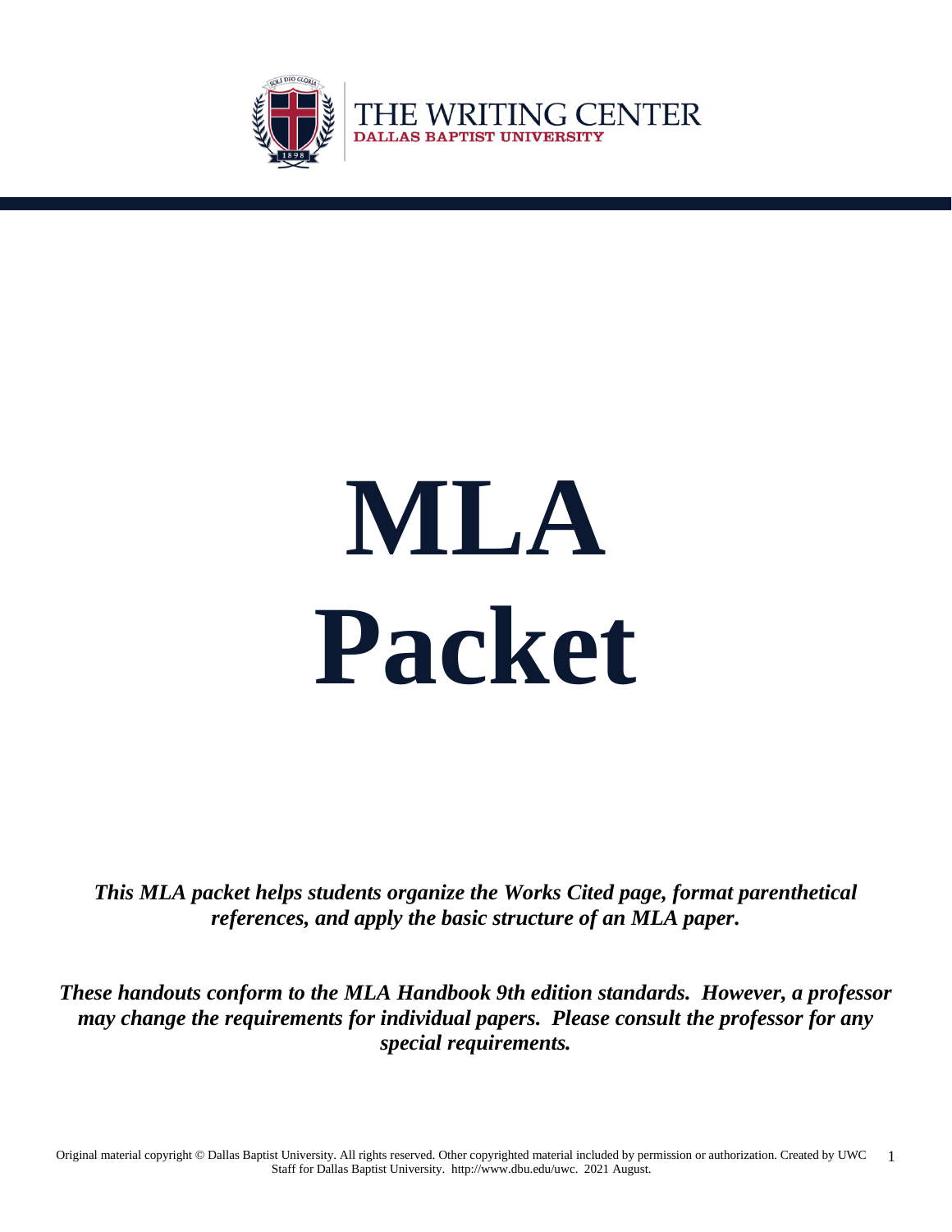THE WRITING CENTER
DALLAS BAPTIST UNIVERSITY

# MLA Packet

***This MLA packet helps students organize the Works Cited page, format parenthetical references, and apply the basic structure of an MLA paper.***

***These handouts conform to the MLA Handbook 9th edition standards. However, a professor may change the requirements for individual papers. Please consult the professor for any special requirements.***

Original material copyright © Dallas Baptist University. All rights reserved. Other copyrighted material included by permission or authorization. Created by UWC Staff for Dallas Baptist University. http://www.dbu.edu/uwc. 2021 August.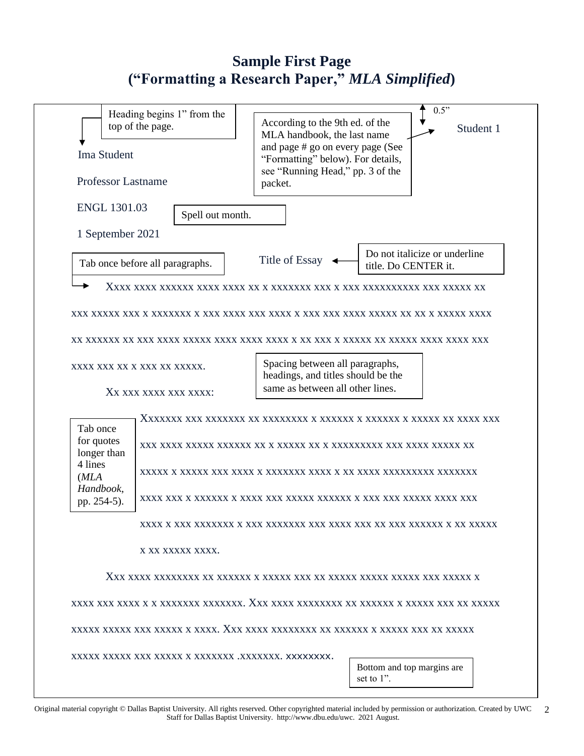# Sample First Page
# ("Formatting a Research Paper," *MLA Simplified*)

0.5"

Student 1

Heading begins 1" from the top of the page.

According to the 9th ed. of the MLA handbook, the last name and page # go on every page (See "Formatting" below). For details, see "Running Head," pp. 3 of the packet.

Ima Student

Professor Lastname

ENGL 1301.03

Spell out month.

1 September 2021

Tab once before all paragraphs.

Title of Essay

Do not italicize or underline title. Do CENTER it.

Xxxx xxxx xxxxxx xxxx xxxx xx x xxxxxxx xxx x xxx xxxxxxxxxx xxx xxxxx xx xxx xxxxx xxx x xxxxxxx x xxx xxxx xxx xxxx x xxx xxx xxxx xxxxx xx xx x xxxxx xxxx xx xxxxxx xx xxx xxxx xxxxx xxxx xxxx xxxx x xx xxx x xxxxx xx xxxxx xxxx xxxx xxx xxxx xxx xx x xxx xx xxxxx.

Xx xxx xxxx xxx xxxx:

Spacing between all paragraphs, headings, and titles should be the same as between all other lines.

Tab once for quotes longer than 4 lines (*MLA Handbook*, pp. 254-5).

> Xxxxxxx xxx xxxxxxx xx xxxxxxxx x xxxxxx x xxxxxx x xxxxx xx xxxx xxx xxx xxxx xxxxx xxxxxx xx x xxxxx xx x xxxxxxxxx xxx xxxx xxxxx xx xxxxx x xxxxx xxx xxxx x xxxxxxx xxxx x xx xxxx xxxxxxxxx xxxxxxx xxxx xxx x xxxxxx x xxxx xxx xxxxx xxxxxx x xxx xxx xxxxx xxxx xxx xxxx x xxx xxxxxxx x xxx xxxxxxx xxx xxxx xxx xx xxx xxxxxx x xx xxxxx x xx xxxxx xxxx.

Xxx xxxx xxxxxxxx xx xxxxxx x xxxxx xxx xx xxxxx xxxxx xxxxx xxx xxxxx x xxxx xxx xxxx x x xxxxxxx xxxxxxx. Xxx xxxx xxxxxxxx xx xxxxxx x xxxxx xxx xx xxxxx xxxxx xxxxx xxx xxxxx x xxxx. Xxx xxxx xxxxxxxx xx xxxxxx x xxxxx xxx xx xxxxx xxxxx xxxxx xxx xxxxx x xxxxxxx .xxxxxxx. xxxxxxxx.

Bottom and top margins are set to 1".

Original material copyright © Dallas Baptist University. All rights reserved. Other copyrighted material included by permission or authorization. Created by UWC Staff for Dallas Baptist University. http://www.dbu.edu/uwc. 2021 August.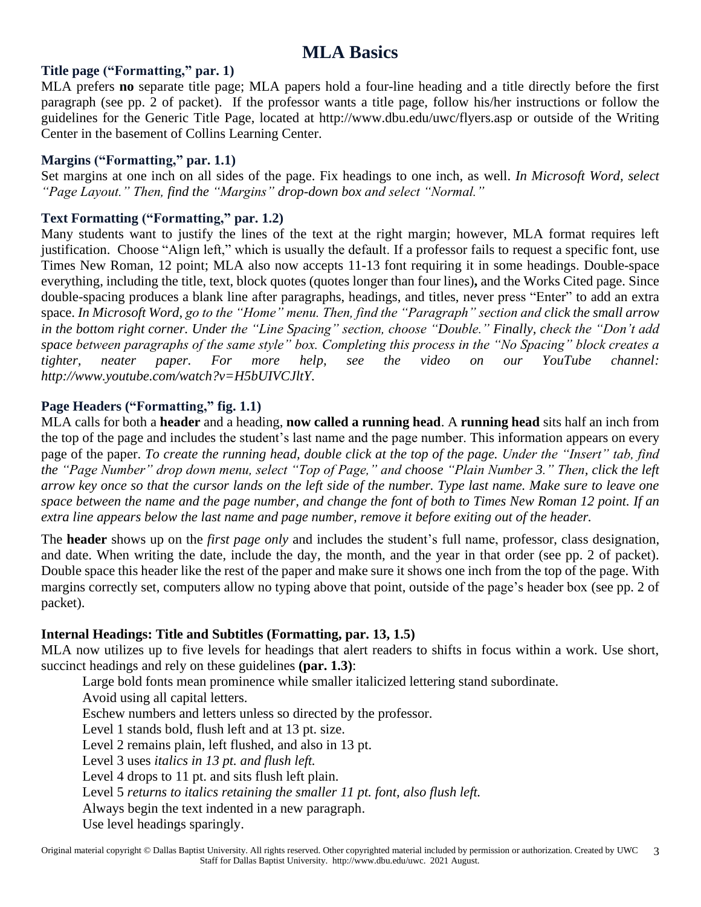# MLA Basics

### Title page ("Formatting," par. 1)

MLA prefers **no** separate title page; MLA papers hold a four-line heading and a title directly before the first paragraph (see pp. 2 of packet). If the professor wants a title page, follow his/her instructions or follow the guidelines for the Generic Title Page, located at http://www.dbu.edu/uwc/flyers.asp or outside of the Writing Center in the basement of Collins Learning Center.

### Margins ("Formatting," par. 1.1)

Set margins at one inch on all sides of the page. Fix headings to one inch, as well. *In Microsoft Word, select "Page Layout." Then, find the "Margins" drop-down box and select "Normal."*

### Text Formatting ("Formatting," par. 1.2)

Many students want to justify the lines of the text at the right margin; however, MLA format requires left justification. Choose "Align left," which is usually the default. If a professor fails to request a specific font, use Times New Roman, 12 point; MLA also now accepts 11-13 font requiring it in some headings. Double-space everything, including the title, text, block quotes (quotes longer than four lines)**,** and the Works Cited page. Since double-spacing produces a blank line after paragraphs, headings, and titles, never press "Enter" to add an extra space. *In Microsoft Word, go to the "Home" menu. Then, find the "Paragraph" section and click the small arrow in the bottom right corner. Under the "Line Spacing" section, choose "Double." Finally, check the "Don't add space between paragraphs of the same style" box. Completing this process in the "No Spacing" block creates a tighter, neater paper. For more help, see the video on our YouTube channel: http://www.youtube.com/watch?v=H5bUIVCJltY.*

### Page Headers ("Formatting," fig. 1.1)

MLA calls for both a **header** and a heading, **now called a running head**. A **running head** sits half an inch from the top of the page and includes the student's last name and the page number. This information appears on every page of the paper. *To create the running head, double click at the top of the page. Under the "Insert" tab, find the "Page Number" drop down menu, select "Top of Page," and choose "Plain Number 3." Then, click the left arrow key once so that the cursor lands on the left side of the number. Type last name. Make sure to leave one space between the name and the page number, and change the font of both to Times New Roman 12 point. If an extra line appears below the last name and page number, remove it before exiting out of the header.*

The **header** shows up on the *first page only* and includes the student's full name, professor, class designation, and date. When writing the date, include the day, the month, and the year in that order (see pp. 2 of packet). Double space this header like the rest of the paper and make sure it shows one inch from the top of the page. With margins correctly set, computers allow no typing above that point, outside of the page's header box (see pp. 2 of packet).

### Internal Headings: Title and Subtitles (Formatting, par. 13, 1.5)

MLA now utilizes up to five levels for headings that alert readers to shifts in focus within a work. Use short, succinct headings and rely on these guidelines **(par. 1.3)**:

Large bold fonts mean prominence while smaller italicized lettering stand subordinate.
Avoid using all capital letters.
Eschew numbers and letters unless so directed by the professor.
Level 1 stands bold, flush left and at 13 pt. size.
Level 2 remains plain, left flushed, and also in 13 pt.
Level 3 uses *italics in 13 pt. and flush left.*
Level 4 drops to 11 pt. and sits flush left plain.
Level 5 *returns to italics retaining the smaller 11 pt. font, also flush left.*
Always begin the text indented in a new paragraph.
Use level headings sparingly.

Original material copyright © Dallas Baptist University. All rights reserved. Other copyrighted material included by permission or authorization. Created by UWC Staff for Dallas Baptist University. http://www.dbu.edu/uwc. 2021 August.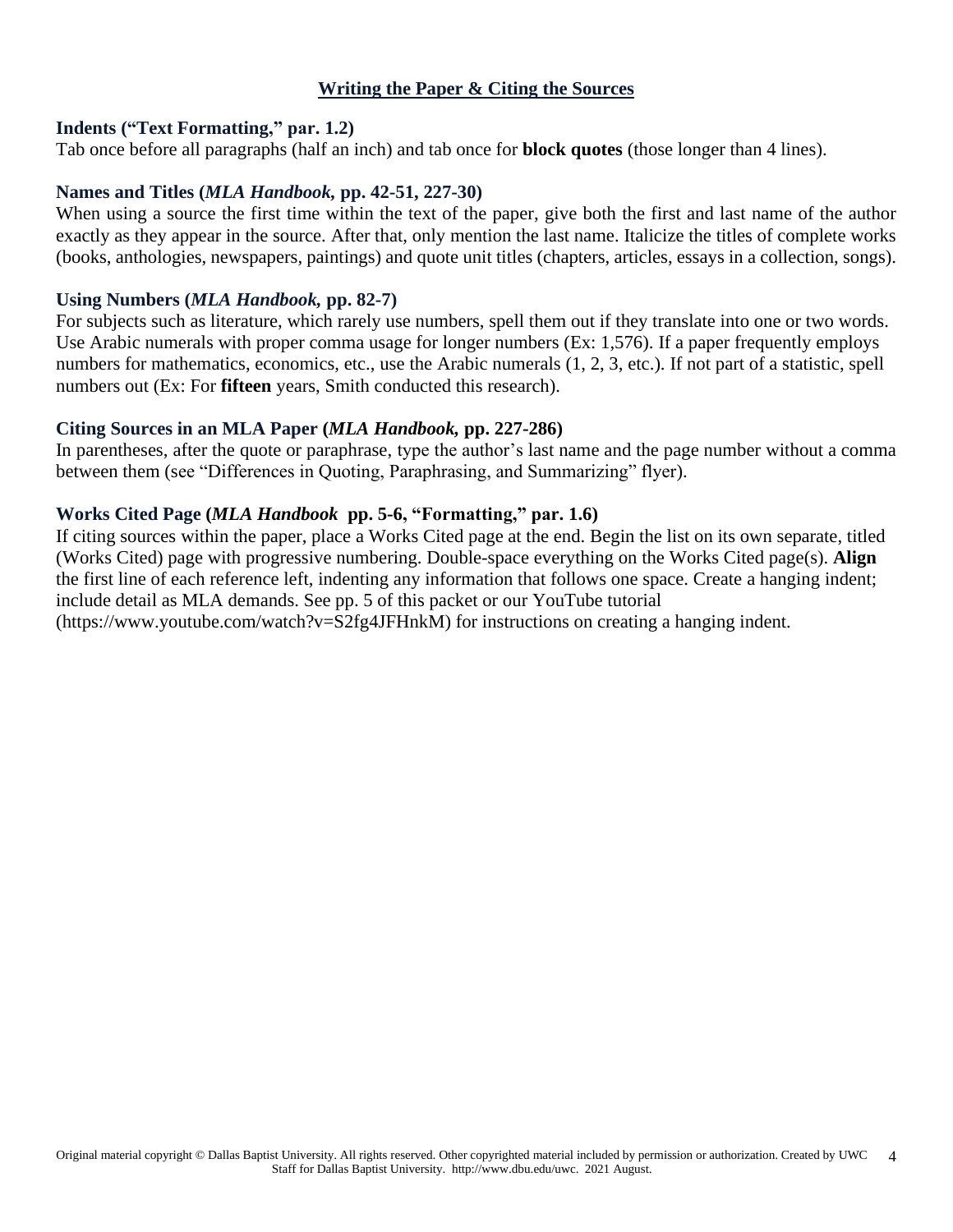## Writing the Paper & Citing the Sources

### Indents ("Text Formatting," par. 1.2)

Tab once before all paragraphs (half an inch) and tab once for **block quotes** (those longer than 4 lines).

### Names and Titles (*MLA Handbook,* pp. 42-51, 227-30)

When using a source the first time within the text of the paper, give both the first and last name of the author exactly as they appear in the source. After that, only mention the last name. Italicize the titles of complete works (books, anthologies, newspapers, paintings) and quote unit titles (chapters, articles, essays in a collection, songs).

### Using Numbers (*MLA Handbook,* pp. 82-7)

For subjects such as literature, which rarely use numbers, spell them out if they translate into one or two words. Use Arabic numerals with proper comma usage for longer numbers (Ex: 1,576). If a paper frequently employs numbers for mathematics, economics, etc., use the Arabic numerals (1, 2, 3, etc.). If not part of a statistic, spell numbers out (Ex: For **fifteen** years, Smith conducted this research).

### Citing Sources in an MLA Paper (*MLA Handbook,* pp. 227-286)

In parentheses, after the quote or paraphrase, type the author's last name and the page number without a comma between them (see "Differences in Quoting, Paraphrasing, and Summarizing" flyer).

### Works Cited Page (*MLA Handbook* pp. 5-6, "Formatting," par. 1.6)

If citing sources within the paper, place a Works Cited page at the end. Begin the list on its own separate, titled (Works Cited) page with progressive numbering. Double-space everything on the Works Cited page(s). **Align** the first line of each reference left, indenting any information that follows one space. Create a hanging indent; include detail as MLA demands. See pp. 5 of this packet or our YouTube tutorial (https://www.youtube.com/watch?v=S2fg4JFHnkM) for instructions on creating a hanging indent.

Original material copyright © Dallas Baptist University. All rights reserved. Other copyrighted material included by permission or authorization. Created by UWC Staff for Dallas Baptist University. http://www.dbu.edu/uwc. 2021 August.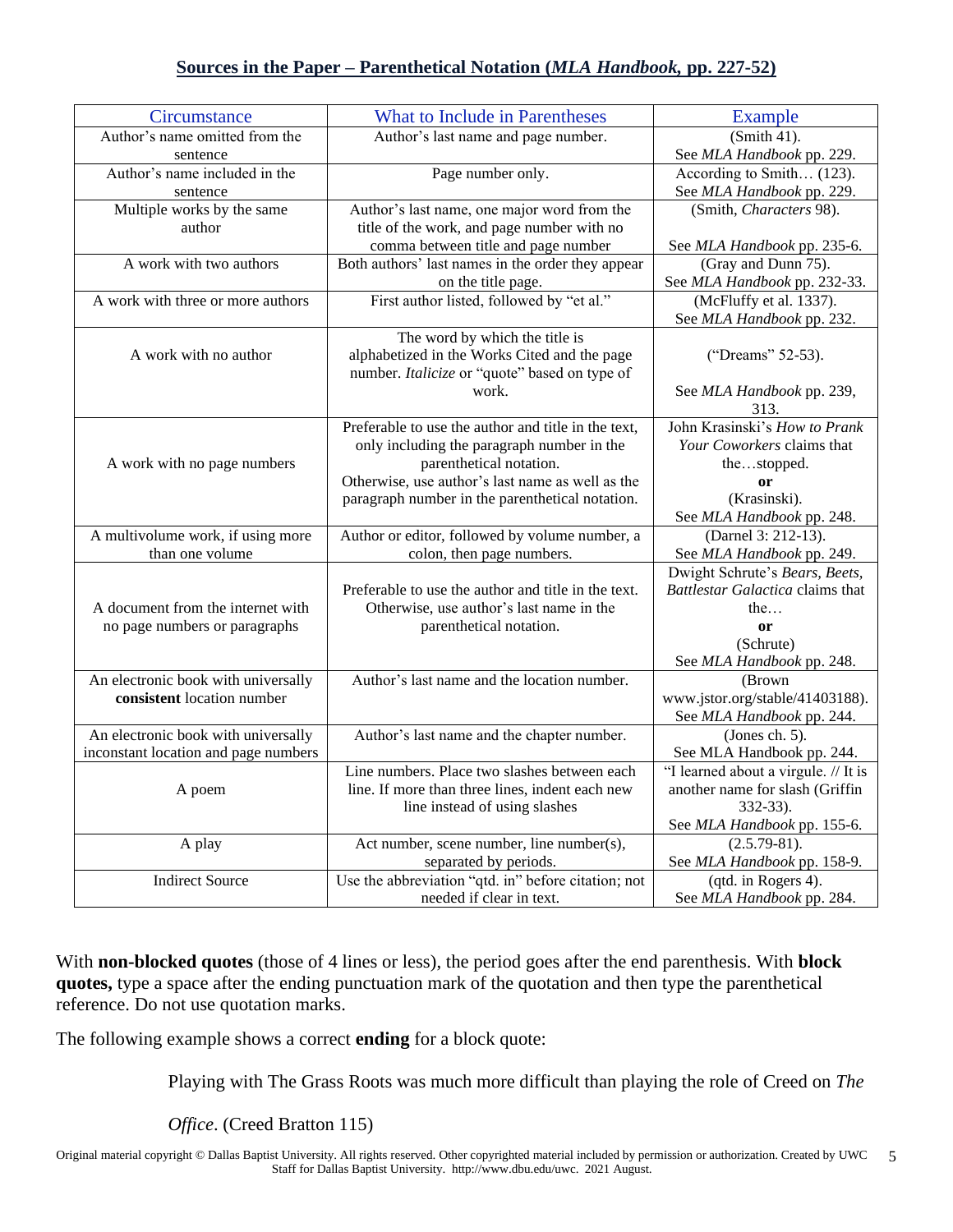## Sources in the Paper – Parenthetical Notation (*MLA Handbook*, pp. 227-52)

| Circumstance | What to Include in Parentheses | Example |
|---|---|---|
| Author's name omitted from the sentence | Author's last name and page number. | (Smith 41). See *MLA Handbook* pp. 229. |
| Author's name included in the sentence | Page number only. | According to Smith… (123). See *MLA Handbook* pp. 229. |
| Multiple works by the same author | Author's last name, one major word from the title of the work, and page number with no comma between title and page number | (Smith, *Characters* 98). See *MLA Handbook* pp. 235-6. |
| A work with two authors | Both authors' last names in the order they appear on the title page. | (Gray and Dunn 75). See *MLA Handbook* pp. 232-33. |
| A work with three or more authors | First author listed, followed by "et al." | (McFluffy et al. 1337). See *MLA Handbook* pp. 232. |
| A work with no author | The word by which the title is alphabetized in the Works Cited and the page number. *Italicize* or "quote" based on type of work. | ("Dreams" 52-53). See *MLA Handbook* pp. 239, 313. |
| A work with no page numbers | Preferable to use the author and title in the text, only including the paragraph number in the parenthetical notation. Otherwise, use author's last name as well as the paragraph number in the parenthetical notation. | John Krasinski's *How to Prank Your Coworkers* claims that the…stopped. **or** (Krasinski). See *MLA Handbook* pp. 248. |
| A multivolume work, if using more than one volume | Author or editor, followed by volume number, a colon, then page numbers. | (Darnel 3: 212-13). See *MLA Handbook* pp. 249. |
| A document from the internet with no page numbers or paragraphs | Preferable to use the author and title in the text. Otherwise, use author's last name in the parenthetical notation. | Dwight Schrute's *Bears, Beets, Battlestar Galactica* claims that the… **or** (Schrute) See *MLA Handbook* pp. 248. |
| An electronic book with universally **consistent** location number | Author's last name and the location number. | (Brown www.jstor.org/stable/41403188). See *MLA Handbook* pp. 244. |
| An electronic book with universally inconstant location and page numbers | Author's last name and the chapter number. | (Jones ch. 5). See MLA Handbook pp. 244. |
| A poem | Line numbers. Place two slashes between each line. If more than three lines, indent each new line instead of using slashes | "I learned about a virgule. // It is another name for slash (Griffin 332-33). See *MLA Handbook* pp. 155-6. |
| A play | Act number, scene number, line number(s), separated by periods. | (2.5.79-81). See *MLA Handbook* pp. 158-9. |
| Indirect Source | Use the abbreviation "qtd. in" before citation; not needed if clear in text. | (qtd. in Rogers 4). See *MLA Handbook* pp. 284. |

With **non-blocked quotes** (those of 4 lines or less), the period goes after the end parenthesis. With **block quotes,** type a space after the ending punctuation mark of the quotation and then type the parenthetical reference. Do not use quotation marks.

The following example shows a correct **ending** for a block quote:

> Playing with The Grass Roots was much more difficult than playing the role of Creed on *The Office*. (Creed Bratton 115)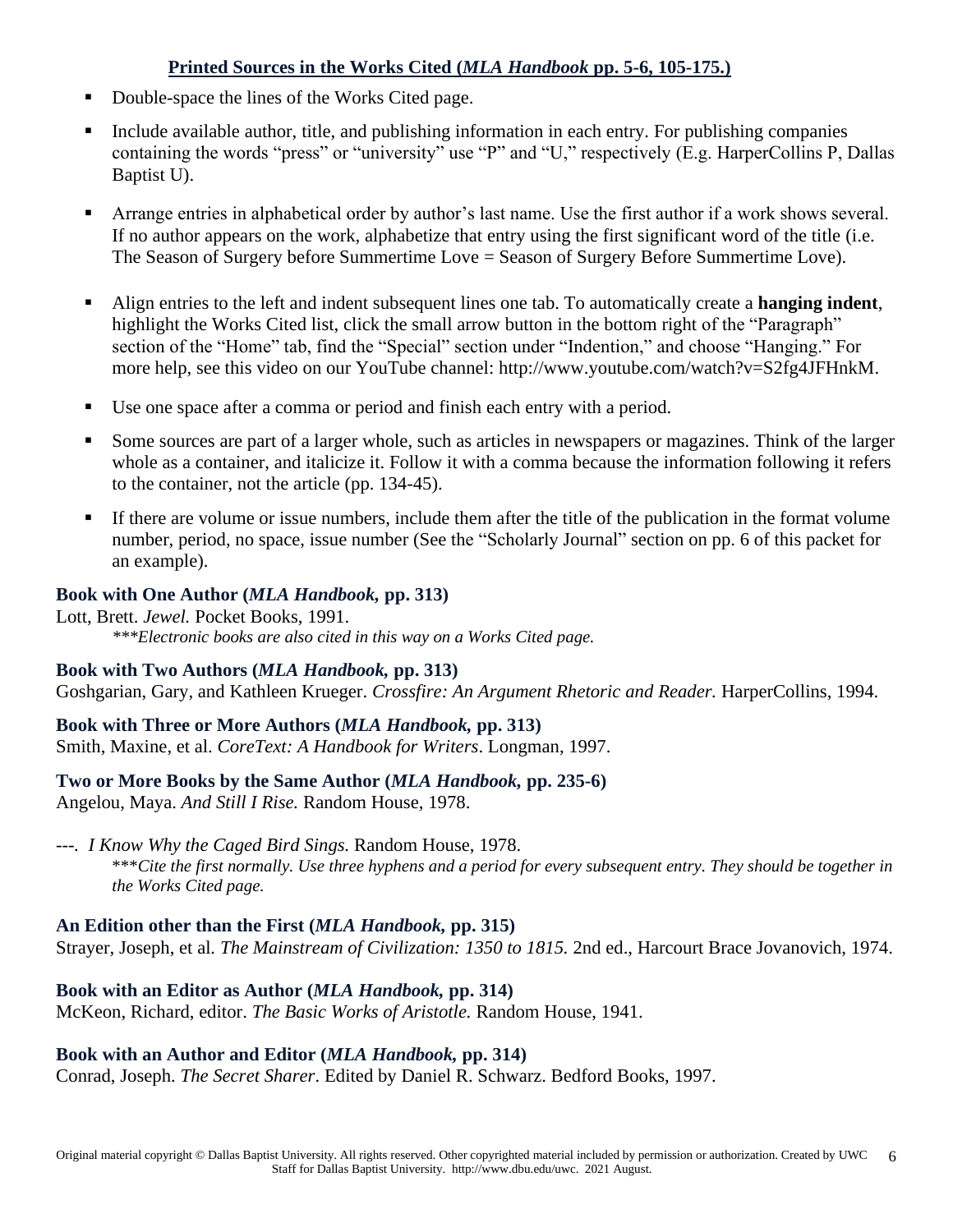## Printed Sources in the Works Cited (*MLA Handbook* pp. 5-6, 105-175.)

- Double-space the lines of the Works Cited page.
- Include available author, title, and publishing information in each entry. For publishing companies containing the words "press" or "university" use "P" and "U," respectively (E.g. HarperCollins P, Dallas Baptist U).
- Arrange entries in alphabetical order by author's last name. Use the first author if a work shows several. If no author appears on the work, alphabetize that entry using the first significant word of the title (i.e. The Season of Surgery before Summertime Love = Season of Surgery Before Summertime Love).
- Align entries to the left and indent subsequent lines one tab. To automatically create a **hanging indent**, highlight the Works Cited list, click the small arrow button in the bottom right of the "Paragraph" section of the "Home" tab, find the "Special" section under "Indention," and choose "Hanging." For more help, see this video on our YouTube channel: http://www.youtube.com/watch?v=S2fg4JFHnkM.
- Use one space after a comma or period and finish each entry with a period.
- Some sources are part of a larger whole, such as articles in newspapers or magazines. Think of the larger whole as a container, and italicize it. Follow it with a comma because the information following it refers to the container, not the article (pp. 134-45).
- If there are volume or issue numbers, include them after the title of the publication in the format volume number, period, no space, issue number (See the "Scholarly Journal" section on pp. 6 of this packet for an example).

### Book with One Author (*MLA Handbook,* pp. 313)

Lott, Brett. *Jewel.* Pocket Books, 1991.

*\*\*\*Electronic books are also cited in this way on a Works Cited page.*

### Book with Two Authors (*MLA Handbook,* pp. 313)

Goshgarian, Gary, and Kathleen Krueger. *Crossfire: An Argument Rhetoric and Reader.* HarperCollins, 1994.

### Book with Three or More Authors (*MLA Handbook,* pp. 313)

Smith, Maxine, et al. *CoreText: A Handbook for Writers*. Longman, 1997.

### Two or More Books by the Same Author (*MLA Handbook,* pp. 235-6)

Angelou, Maya. *And Still I Rise.* Random House, 1978.

---. *I Know Why the Caged Bird Sings.* Random House, 1978.

*\*\*\*Cite the first normally. Use three hyphens and a period for every subsequent entry. They should be together in the Works Cited page.*

### An Edition other than the First (*MLA Handbook,* pp. 315)

Strayer, Joseph, et al. *The Mainstream of Civilization: 1350 to 1815.* 2nd ed., Harcourt Brace Jovanovich, 1974.

### Book with an Editor as Author (*MLA Handbook,* pp. 314)

McKeon, Richard, editor. *The Basic Works of Aristotle.* Random House, 1941.

### Book with an Author and Editor (*MLA Handbook,* pp. 314)

Conrad, Joseph. *The Secret Sharer*. Edited by Daniel R. Schwarz. Bedford Books, 1997.

Original material copyright © Dallas Baptist University. All rights reserved. Other copyrighted material included by permission or authorization. Created by UWC Staff for Dallas Baptist University. http://www.dbu.edu/uwc. 2021 August.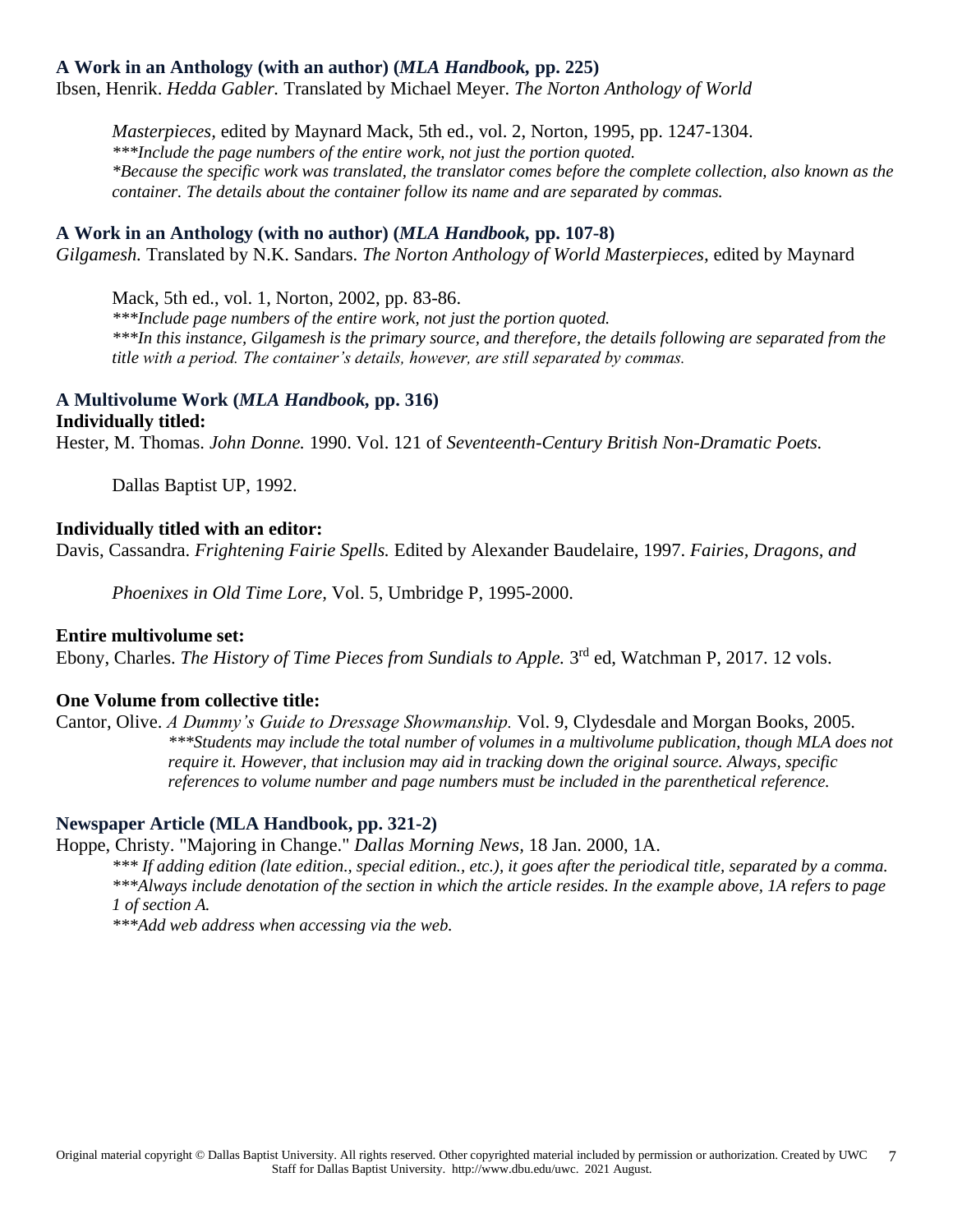### A Work in an Anthology (with an author) (*MLA Handbook,* pp. 225)

Ibsen, Henrik. *Hedda Gabler.* Translated by Michael Meyer. *The Norton Anthology of World Masterpieces,* edited by Maynard Mack, 5th ed., vol. 2, Norton, 1995, pp. 1247-1304.

*\*\*\*Include the page numbers of the entire work, not just the portion quoted.*
*\*Because the specific work was translated, the translator comes before the complete collection, also known as the container. The details about the container follow its name and are separated by commas.*

### A Work in an Anthology (with no author) (*MLA Handbook,* pp. 107-8)

*Gilgamesh.* Translated by N.K. Sandars. *The Norton Anthology of World Masterpieces,* edited by Maynard Mack, 5th ed., vol. 1, Norton, 2002, pp. 83-86.

*\*\*\*Include page numbers of the entire work, not just the portion quoted.*
*\*\*\*In this instance, Gilgamesh is the primary source, and therefore, the details following are separated from the title with a period. The container's details, however, are still separated by commas.*

### A Multivolume Work (*MLA Handbook,* pp. 316)

**Individually titled:**

Hester, M. Thomas. *John Donne.* 1990. Vol. 121 of *Seventeenth-Century British Non-Dramatic Poets.* Dallas Baptist UP, 1992.

**Individually titled with an editor:**

Davis, Cassandra. *Frightening Fairie Spells.* Edited by Alexander Baudelaire, 1997. *Fairies, Dragons, and Phoenixes in Old Time Lore,* Vol. 5, Umbridge P, 1995-2000.

**Entire multivolume set:**

Ebony, Charles. *The History of Time Pieces from Sundials to Apple.* 3rd ed, Watchman P, 2017. 12 vols.

**One Volume from collective title:**

Cantor, Olive. *A Dummy's Guide to Dressage Showmanship.* Vol. 9, Clydesdale and Morgan Books, 2005.

*\*\*\*Students may include the total number of volumes in a multivolume publication, though MLA does not require it. However, that inclusion may aid in tracking down the original source. Always, specific references to volume number and page numbers must be included in the parenthetical reference.*

### Newspaper Article (MLA Handbook, pp. 321-2)

Hoppe, Christy. "Majoring in Change." *Dallas Morning News*, 18 Jan. 2000, 1A.

*\*\*\* If adding edition (late edition., special edition., etc.), it goes after the periodical title, separated by a comma.*
*\*\*\*Always include denotation of the section in which the article resides. In the example above, 1A refers to page 1 of section A.*
*\*\*\*Add web address when accessing via the web.*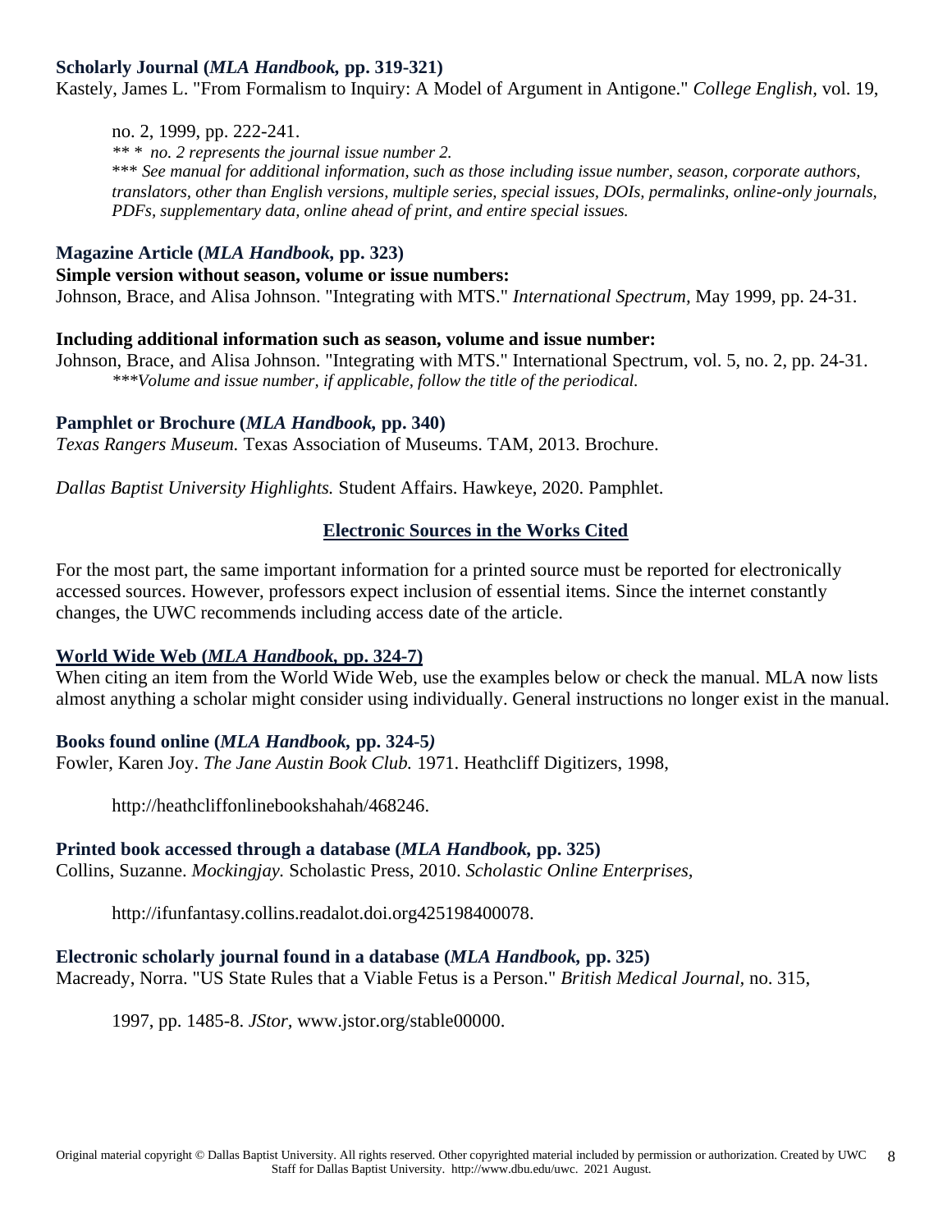**Scholarly Journal (*MLA Handbook,* pp. 319-321)**

Kastely, James L. "From Formalism to Inquiry: A Model of Argument in Antigone." *College English*, vol. 19,

no. 2, 1999, pp. 222-241.

*** * no. 2 represents the journal issue number 2.*

**** See manual for additional information, such as those including issue number, season, corporate authors, translators, other than English versions, multiple series, special issues, DOIs, permalinks, online-only journals, PDFs, supplementary data, online ahead of print, and entire special issues.*

**Magazine Article (*MLA Handbook,* pp. 323)**

**Simple version without season, volume or issue numbers:**

Johnson, Brace, and Alisa Johnson. "Integrating with MTS." *International Spectrum,* May 1999, pp. 24-31.

**Including additional information such as season, volume and issue number:**

Johnson, Brace, and Alisa Johnson. "Integrating with MTS." International Spectrum, vol. 5, no. 2, pp. 24-31.

****Volume and issue number, if applicable, follow the title of the periodical.*

**Pamphlet or Brochure (*MLA Handbook,* pp. 340)**

*Texas Rangers Museum.* Texas Association of Museums. TAM, 2013. Brochure.

*Dallas Baptist University Highlights.* Student Affairs. Hawkeye, 2020. Pamphlet.

## Electronic Sources in the Works Cited

For the most part, the same important information for a printed source must be reported for electronically accessed sources. However, professors expect inclusion of essential items. Since the internet constantly changes, the UWC recommends including access date of the article.

**World Wide Web (*MLA Handbook,* pp. 324-7)**

When citing an item from the World Wide Web, use the examples below or check the manual. MLA now lists almost anything a scholar might consider using individually. General instructions no longer exist in the manual.

**Books found online (*MLA Handbook,* pp. 324-5*)***

Fowler, Karen Joy. *The Jane Austin Book Club.* 1971. Heathcliff Digitizers, 1998,

http://heathcliffonlinebookshahah/468246.

**Printed book accessed through a database (*MLA Handbook,* pp. 325)**

Collins, Suzanne. *Mockingjay.* Scholastic Press, 2010. *Scholastic Online Enterprises*,

http://ifunfantasy.collins.readalot.doi.org425198400078.

**Electronic scholarly journal found in a database (*MLA Handbook,* pp. 325)**

Macready, Norra. "US State Rules that a Viable Fetus is a Person." *British Medical Journal,* no. 315,

1997, pp. 1485-8. *JStor,* www.jstor.org/stable00000.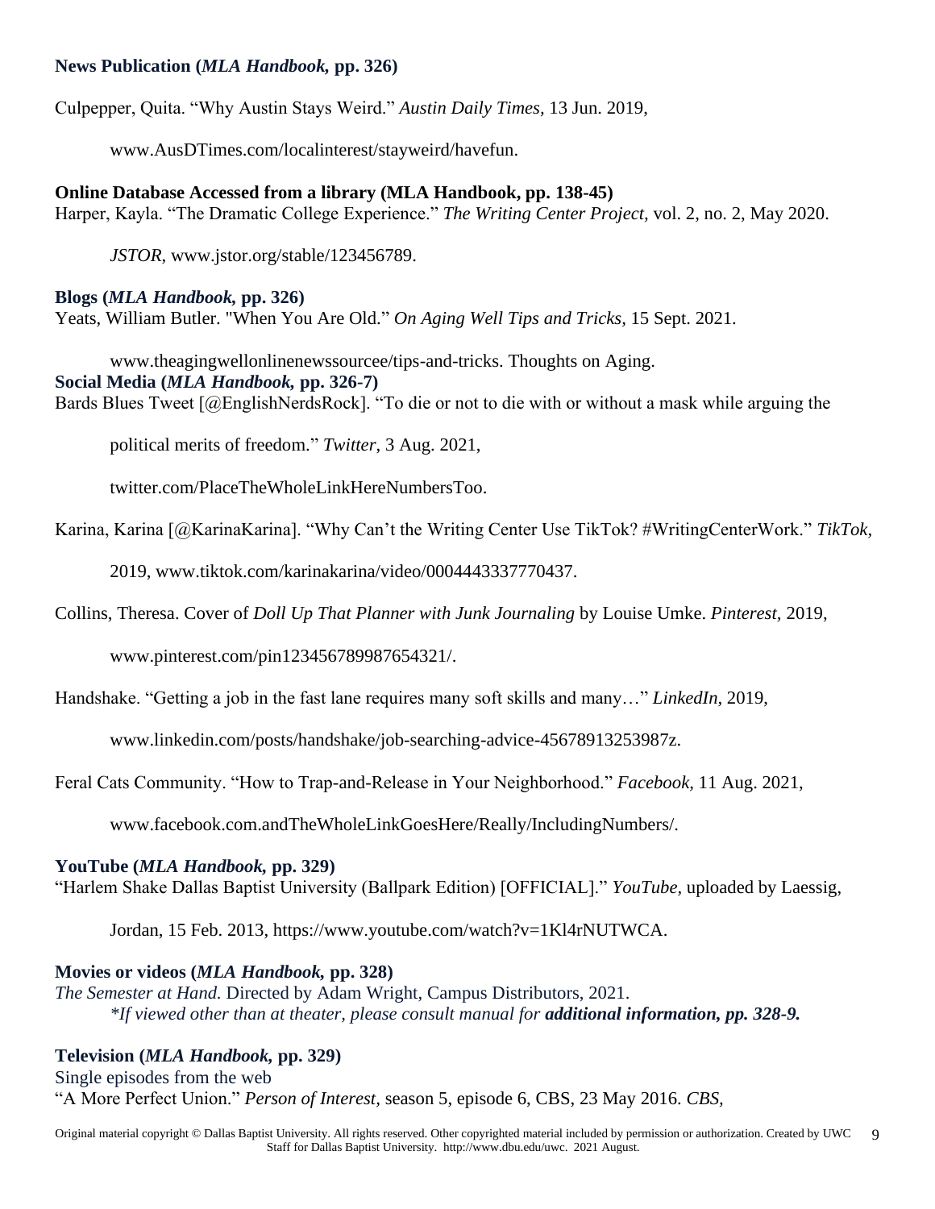**News Publication (*MLA Handbook,* pp. 326)**

Culpepper, Quita. "Why Austin Stays Weird." *Austin Daily Times,* 13 Jun. 2019,

www.AusDTimes.com/localinterest/stayweird/havefun.

**Online Database Accessed from a library (MLA Handbook, pp. 138-45)**

Harper, Kayla. "The Dramatic College Experience." *The Writing Center Project,* vol. 2, no. 2, May 2020.

*JSTOR*, www.jstor.org/stable/123456789.

**Blogs (*MLA Handbook,* pp. 326)**

Yeats, William Butler. "When You Are Old." *On Aging Well Tips and Tricks,* 15 Sept. 2021.

www.theagingwellonlinenewssourcee/tips-and-tricks. Thoughts on Aging.

**Social Media (*MLA Handbook,* pp. 326-7)**

Bards Blues Tweet [@EnglishNerdsRock]. "To die or not to die with or without a mask while arguing the

political merits of freedom." *Twitter*, 3 Aug. 2021,

twitter.com/PlaceTheWholeLinkHereNumbersToo.

Karina, Karina [@KarinaKarina]. "Why Can't the Writing Center Use TikTok? #WritingCenterWork." *TikTok*,

2019, www.tiktok.com/karinakarina/video/0004443337770437.

Collins, Theresa. Cover of *Doll Up That Planner with Junk Journaling* by Louise Umke. *Pinterest,* 2019,

www.pinterest.com/pin123456789987654321/.

Handshake. "Getting a job in the fast lane requires many soft skills and many…" *LinkedIn,* 2019,

www.linkedin.com/posts/handshake/job-searching-advice-45678913253987z.

Feral Cats Community. "How to Trap-and-Release in Your Neighborhood." *Facebook*, 11 Aug. 2021,

www.facebook.com.andTheWholeLinkGoesHere/Really/IncludingNumbers/.

**YouTube (*MLA Handbook,* pp. 329)**

"Harlem Shake Dallas Baptist University (Ballpark Edition) [OFFICIAL]." *YouTube,* uploaded by Laessig,

Jordan, 15 Feb. 2013, https://www.youtube.com/watch?v=1Kl4rNUTWCA.

**Movies or videos (*MLA Handbook,* pp. 328)**

*The Semester at Hand.* Directed by Adam Wright, Campus Distributors, 2021.

*\*If viewed other than at theater, please consult manual for **additional information, pp. 328-9.***

**Television (*MLA Handbook,* pp. 329)**

Single episodes from the web

"A More Perfect Union." *Person of Interest*, season 5, episode 6, CBS, 23 May 2016. *CBS*,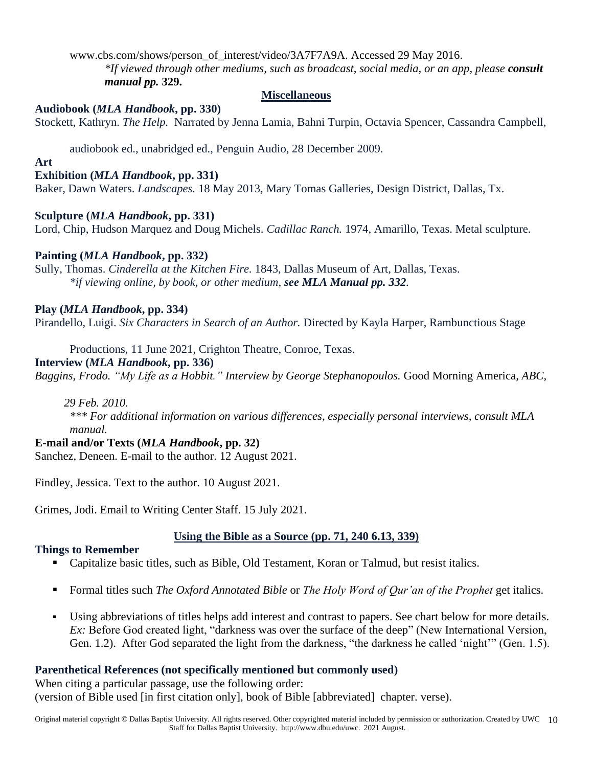www.cbs.com/shows/person_of_interest/video/3A7F7A9A. Accessed 29 May 2016.

*\*If viewed through other mediums, such as broadcast, social media, or an app, please* ***consult manual pp.*** **329.**

## Miscellaneous

**Audiobook (*MLA Handbook*, pp. 330)**

Stockett, Kathryn. *The Help.* Narrated by Jenna Lamia, Bahni Turpin, Octavia Spencer, Cassandra Campbell, audiobook ed., unabridged ed., Penguin Audio, 28 December 2009.

**Art**

**Exhibition (*MLA Handbook*, pp. 331)**

Baker, Dawn Waters. *Landscapes.* 18 May 2013, Mary Tomas Galleries, Design District, Dallas, Tx.

**Sculpture (*MLA Handbook*, pp. 331)**

Lord, Chip, Hudson Marquez and Doug Michels. *Cadillac Ranch.* 1974, Amarillo, Texas. Metal sculpture.

**Painting (*MLA Handbook*, pp. 332)**

Sully, Thomas. *Cinderella at the Kitchen Fire.* 1843, Dallas Museum of Art, Dallas, Texas.

*\*if viewing online, by book, or other medium,* ***see MLA Manual pp. 332****.*

**Play (*MLA Handbook*, pp. 334)**

Pirandello, Luigi. *Six Characters in Search of an Author.* Directed by Kayla Harper, Rambunctious Stage Productions, 11 June 2021, Crighton Theatre, Conroe, Texas.

**Interview (*MLA Handbook*, pp. 336)**

*Baggins, Frodo. "My Life as a Hobbit." Interview by George Stephanopoulos.* Good Morning America, *ABC, 29 Feb. 2010.*

*\*\*\* For additional information on various differences, especially personal interviews, consult MLA manual.*

**E-mail and/or Texts (*MLA Handbook*, pp. 32)**

Sanchez, Deneen. E-mail to the author. 12 August 2021.

Findley, Jessica. Text to the author. 10 August 2021.

Grimes, Jodi. Email to Writing Center Staff. 15 July 2021.

## Using the Bible as a Source (pp. 71, 240 6.13, 339)

**Things to Remember**

- Capitalize basic titles, such as Bible, Old Testament, Koran or Talmud, but resist italics.
- Formal titles such *The Oxford Annotated Bible* or *The Holy Word of Qur'an of the Prophet* get italics.
- Using abbreviations of titles helps add interest and contrast to papers. See chart below for more details. *Ex:* Before God created light, "darkness was over the surface of the deep" (New International Version, Gen. 1.2). After God separated the light from the darkness, "the darkness he called 'night'" (Gen. 1.5).

**Parenthetical References (not specifically mentioned but commonly used)**

When citing a particular passage, use the following order:
(version of Bible used [in first citation only], book of Bible [abbreviated] chapter. verse).

Original material copyright © Dallas Baptist University. All rights reserved. Other copyrighted material included by permission or authorization. Created by UWC Staff for Dallas Baptist University. http://www.dbu.edu/uwc. 2021 August.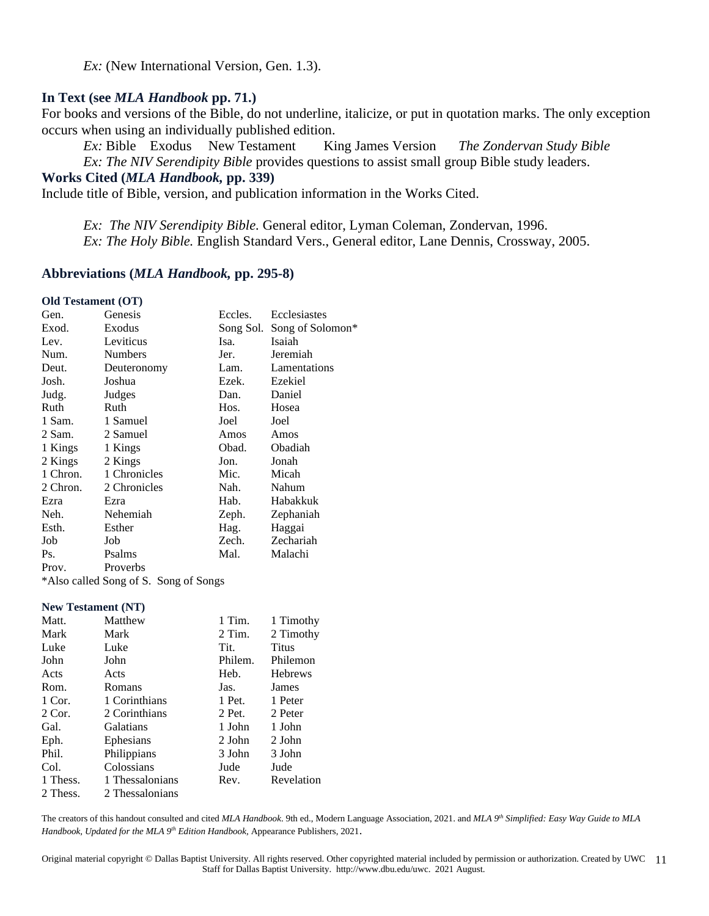*Ex:* (New International Version, Gen. 1.3).

### In Text (see *MLA Handbook* pp. 71.)

For books and versions of the Bible, do not underline, italicize, or put in quotation marks. The only exception occurs when using an individually published edition.

*Ex:* Bible Exodus New Testament King James Version *The Zondervan Study Bible*

*Ex: The NIV Serendipity Bible* provides questions to assist small group Bible study leaders.

### Works Cited (*MLA Handbook*, pp. 339)

Include title of Bible, version, and publication information in the Works Cited.

*Ex: The NIV Serendipity Bible.* General editor, Lyman Coleman, Zondervan, 1996.

*Ex: The Holy Bible.* English Standard Vers., General editor, Lane Dennis, Crossway, 2005.

### Abbreviations (*MLA Handbook*, pp. 295-8)

**Old Testament (OT)**

| | | | |
|---|---|---|---|
| Gen. | Genesis | Eccles. | Ecclesiastes |
| Exod. | Exodus | Song Sol. | Song of Solomon* |
| Lev. | Leviticus | Isa. | Isaiah |
| Num. | Numbers | Jer. | Jeremiah |
| Deut. | Deuteronomy | Lam. | Lamentations |
| Josh. | Joshua | Ezek. | Ezekiel |
| Judg. | Judges | Dan. | Daniel |
| Ruth | Ruth | Hos. | Hosea |
| 1 Sam. | 1 Samuel | Joel | Joel |
| 2 Sam. | 2 Samuel | Amos | Amos |
| 1 Kings | 1 Kings | Obad. | Obadiah |
| 2 Kings | 2 Kings | Jon. | Jonah |
| 1 Chron. | 1 Chronicles | Mic. | Micah |
| 2 Chron. | 2 Chronicles | Nah. | Nahum |
| Ezra | Ezra | Hab. | Habakkuk |
| Neh. | Nehemiah | Zeph. | Zephaniah |
| Esth. | Esther | Hag. | Haggai |
| Job | Job | Zech. | Zechariah |
| Ps. | Psalms | Mal. | Malachi |
| Prov. | Proverbs | | |

*Also called Song of S. Song of Songs

**New Testament (NT)**

| | | | |
|---|---|---|---|
| Matt. | Matthew | 1 Tim. | 1 Timothy |
| Mark | Mark | 2 Tim. | 2 Timothy |
| Luke | Luke | Tit. | Titus |
| John | John | Philem. | Philemon |
| Acts | Acts | Heb. | Hebrews |
| Rom. | Romans | Jas. | James |
| 1 Cor. | 1 Corinthians | 1 Pet. | 1 Peter |
| 2 Cor. | 2 Corinthians | 2 Pet. | 2 Peter |
| Gal. | Galatians | 1 John | 1 John |
| Eph. | Ephesians | 2 John | 2 John |
| Phil. | Philippians | 3 John | 3 John |
| Col. | Colossians | Jude | Jude |
| 1 Thess. | 1 Thessalonians | Rev. | Revelation |
| 2 Thess. | 2 Thessalonians | | |

The creators of this handout consulted and cited *MLA Handbook*. 9th ed., Modern Language Association, 2021. and *MLA 9th Simplified: Easy Way Guide to MLA Handbook, Updated for the MLA 9th Edition Handbook*, Appearance Publishers, 2021.

Original material copyright © Dallas Baptist University. All rights reserved. Other copyrighted material included by permission or authorization. Created by UWC Staff for Dallas Baptist University. http://www.dbu.edu/uwc. 2021 August.